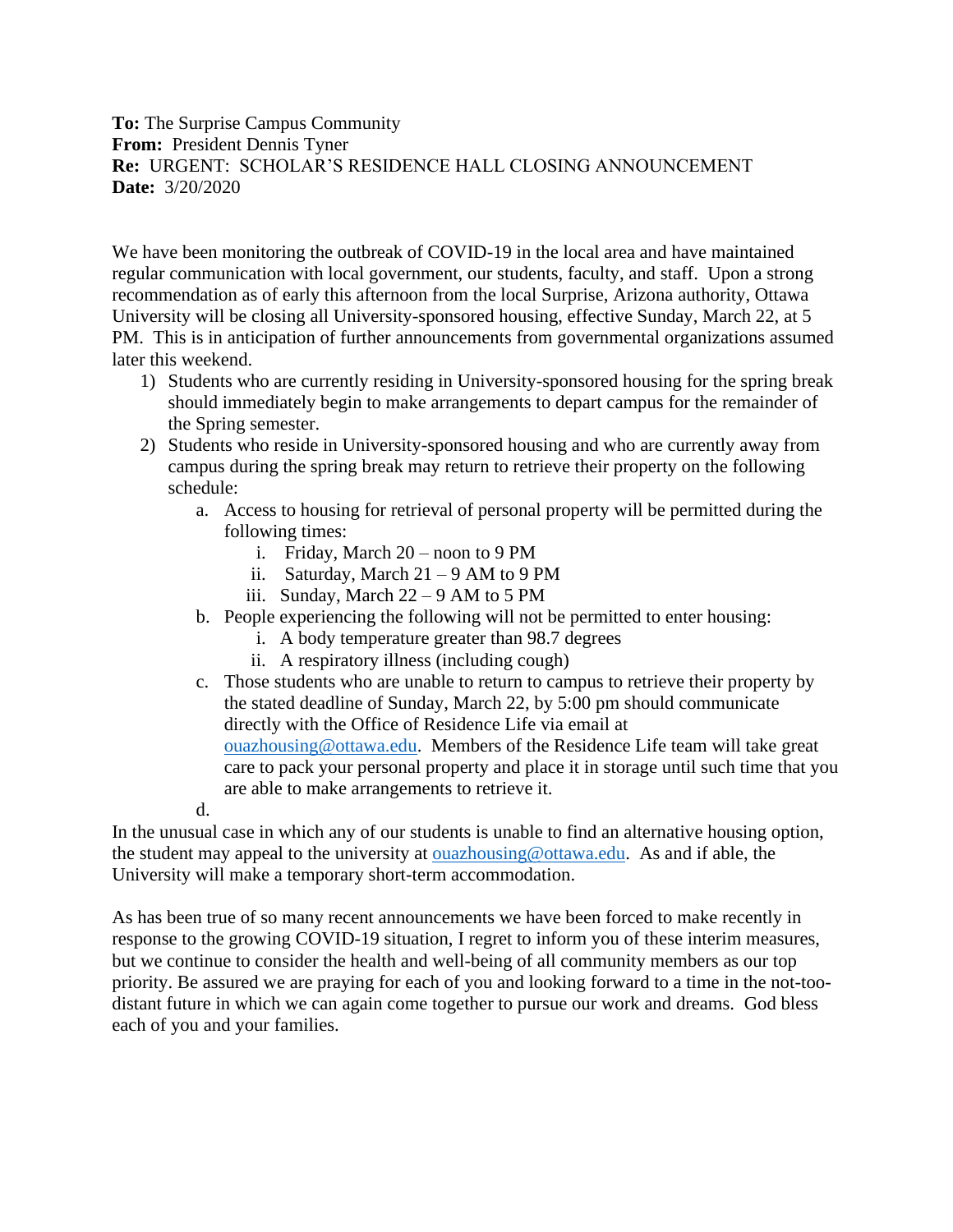**To:** The Surprise Campus Community
**From:** President Dennis Tyner
**Re:** URGENT: SCHOLAR'S RESIDENCE HALL CLOSING ANNOUNCEMENT
**Date:** 3/20/2020

We have been monitoring the outbreak of COVID-19 in the local area and have maintained regular communication with local government, our students, faculty, and staff. Upon a strong recommendation as of early this afternoon from the local Surprise, Arizona authority, Ottawa University will be closing all University-sponsored housing, effective Sunday, March 22, at 5 PM. This is in anticipation of further announcements from governmental organizations assumed later this weekend.

1) Students who are currently residing in University-sponsored housing for the spring break should immediately begin to make arrangements to depart campus for the remainder of the Spring semester.
2) Students who reside in University-sponsored housing and who are currently away from campus during the spring break may return to retrieve their property on the following schedule:
    a. Access to housing for retrieval of personal property will be permitted during the following times:
        i. Friday, March 20 – noon to 9 PM
        ii. Saturday, March 21 – 9 AM to 9 PM
        iii. Sunday, March 22 – 9 AM to 5 PM
    b. People experiencing the following will not be permitted to enter housing:
        i. A body temperature greater than 98.7 degrees
        ii. A respiratory illness (including cough)
    c. Those students who are unable to return to campus to retrieve their property by the stated deadline of Sunday, March 22, by 5:00 pm should communicate directly with the Office of Residence Life via email at [ouazhousing@ottawa.edu](mailto:ouazhousing@ottawa.edu). Members of the Residence Life team will take great care to pack your personal property and place it in storage until such time that you are able to make arrangements to retrieve it.
    d.

In the unusual case in which any of our students is unable to find an alternative housing option, the student may appeal to the university at [ouazhousing@ottawa.edu](mailto:ouazhousing@ottawa.edu). As and if able, the University will make a temporary short-term accommodation.

As has been true of so many recent announcements we have been forced to make recently in response to the growing COVID-19 situation, I regret to inform you of these interim measures, but we continue to consider the health and well-being of all community members as our top priority. Be assured we are praying for each of you and looking forward to a time in the not-too-distant future in which we can again come together to pursue our work and dreams. God bless each of you and your families.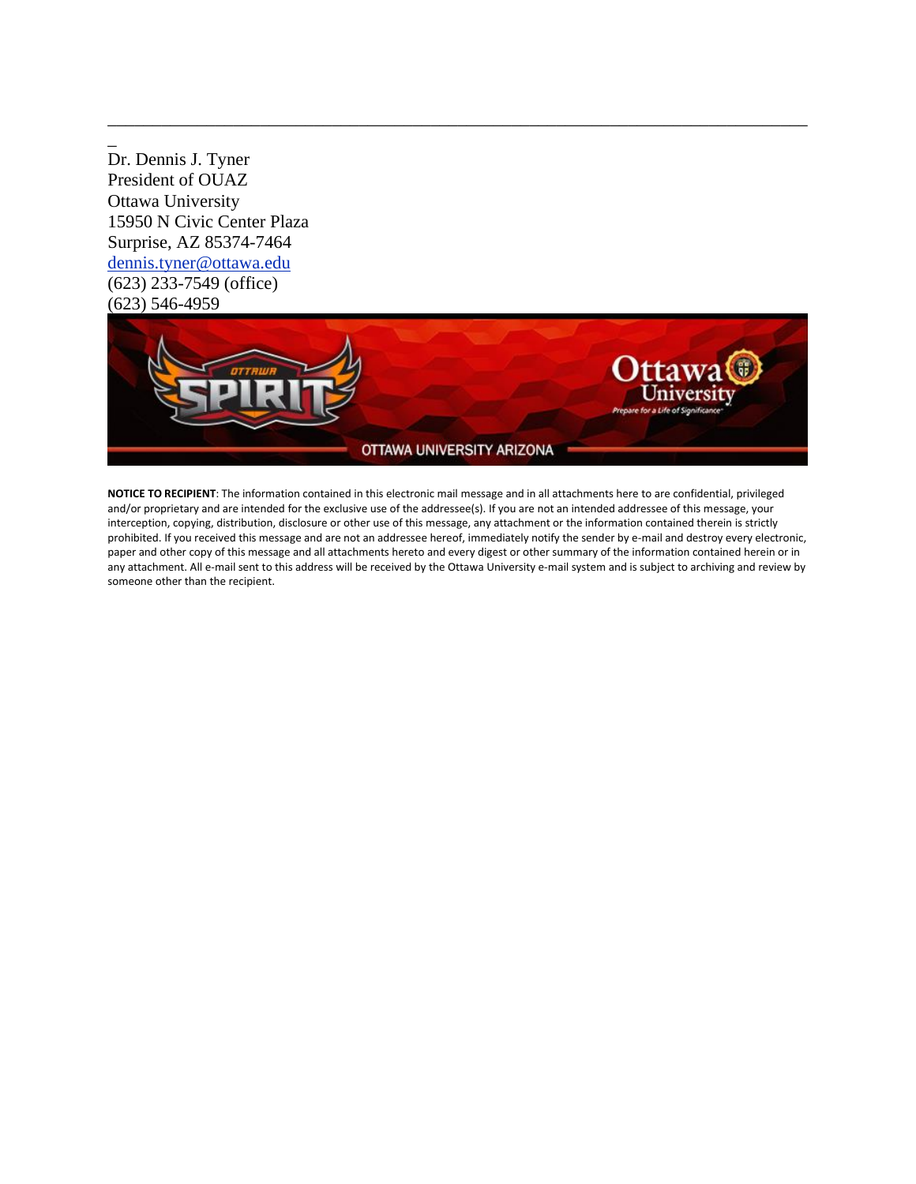---

_
Dr. Dennis J. Tyner
President of OUAZ
Ottawa University
15950 N Civic Center Plaza
Surprise, AZ 85374-7464
dennis.tyner@ottawa.edu
(623) 233-7549 (office)
(623) 546-4959

**NOTICE TO RECIPIENT**: The information contained in this electronic mail message and in all attachments here to are confidential, privileged and/or proprietary and are intended for the exclusive use of the addressee(s). If you are not an intended addressee of this message, your interception, copying, distribution, disclosure or other use of this message, any attachment or the information contained therein is strictly prohibited. If you received this message and are not an addressee hereof, immediately notify the sender by e-mail and destroy every electronic, paper and other copy of this message and all attachments hereto and every digest or other summary of the information contained herein or in any attachment. All e-mail sent to this address will be received by the Ottawa University e-mail system and is subject to archiving and review by someone other than the recipient.